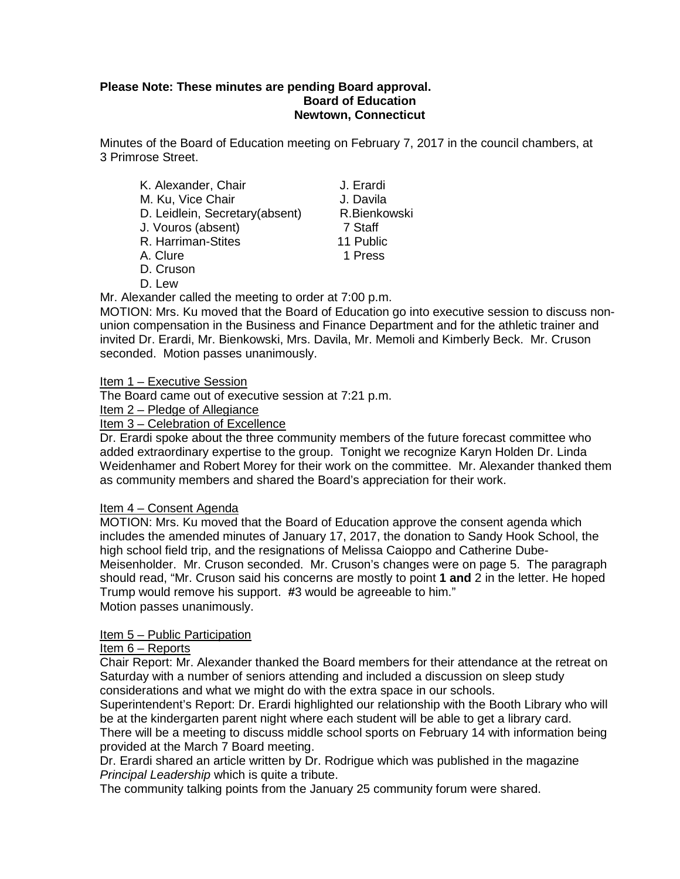**Please Note: These minutes are pending Board approval.**

**Board of Education**
**Newtown, Connecticut**

Minutes of the Board of Education meeting on February 7, 2017 in the council chambers, at 3 Primrose Street.

| | |
|---|---|
| K. Alexander, Chair | J. Erardi |
| M. Ku, Vice Chair | J. Davila |
| D. Leidlein, Secretary(absent) | R.Bienkowski |
| J. Vouros (absent) | 7 Staff |
| R. Harriman-Stites | 11 Public |
| A. Clure | 1 Press |
| D. Cruson | |
| D. Lew | |

Mr. Alexander called the meeting to order at 7:00 p.m.

MOTION: Mrs. Ku moved that the Board of Education go into executive session to discuss non-union compensation in the Business and Finance Department and for the athletic trainer and invited Dr. Erardi, Mr. Bienkowski, Mrs. Davila, Mr. Memoli and Kimberly Beck. Mr. Cruson seconded. Motion passes unanimously.

Item 1 – Executive Session

The Board came out of executive session at 7:21 p.m.

Item 2 – Pledge of Allegiance

Item 3 – Celebration of Excellence

Dr. Erardi spoke about the three community members of the future forecast committee who added extraordinary expertise to the group. Tonight we recognize Karyn Holden Dr. Linda Weidenhamer and Robert Morey for their work on the committee. Mr. Alexander thanked them as community members and shared the Board's appreciation for their work.

Item 4 – Consent Agenda

MOTION: Mrs. Ku moved that the Board of Education approve the consent agenda which includes the amended minutes of January 17, 2017, the donation to Sandy Hook School, the high school field trip, and the resignations of Melissa Caioppo and Catherine Dube-Meisenholder. Mr. Cruson seconded. Mr. Cruson's changes were on page 5. The paragraph should read, "Mr. Cruson said his concerns are mostly to point **1 and** 2 in the letter. He hoped Trump would remove his support. #3 would be agreeable to him."

Motion passes unanimously.

Item 5 – Public Participation

Item 6 – Reports

Chair Report: Mr. Alexander thanked the Board members for their attendance at the retreat on Saturday with a number of seniors attending and included a discussion on sleep study considerations and what we might do with the extra space in our schools.

Superintendent's Report: Dr. Erardi highlighted our relationship with the Booth Library who will be at the kindergarten parent night where each student will be able to get a library card.

There will be a meeting to discuss middle school sports on February 14 with information being provided at the March 7 Board meeting.

Dr. Erardi shared an article written by Dr. Rodrigue which was published in the magazine *Principal Leadership* which is quite a tribute.

The community talking points from the January 25 community forum were shared.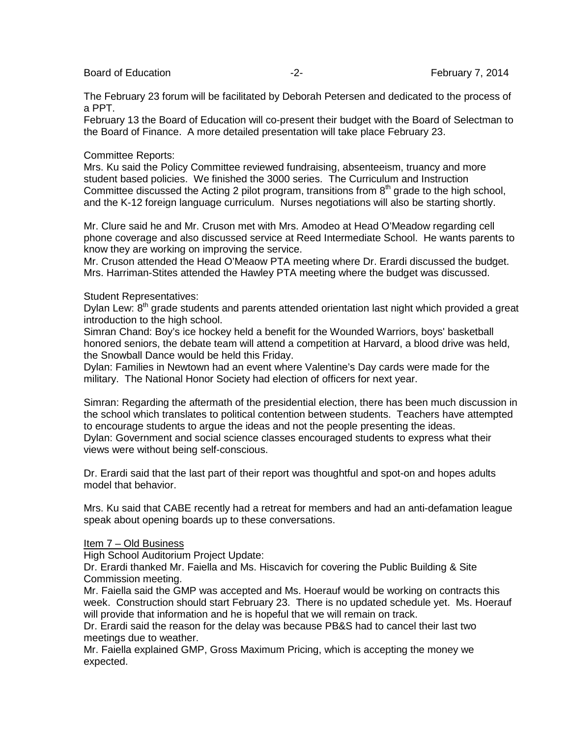The February 23 forum will be facilitated by Deborah Petersen and dedicated to the process of a PPT.

February 13 the Board of Education will co-present their budget with the Board of Selectman to the Board of Finance. A more detailed presentation will take place February 23.

Committee Reports:

Mrs. Ku said the Policy Committee reviewed fundraising, absenteeism, truancy and more student based policies. We finished the 3000 series. The Curriculum and Instruction Committee discussed the Acting 2 pilot program, transitions from 8th grade to the high school, and the K-12 foreign language curriculum. Nurses negotiations will also be starting shortly.

Mr. Clure said he and Mr. Cruson met with Mrs. Amodeo at Head O'Meadow regarding cell phone coverage and also discussed service at Reed Intermediate School. He wants parents to know they are working on improving the service.

Mr. Cruson attended the Head O'Meaow PTA meeting where Dr. Erardi discussed the budget. Mrs. Harriman-Stites attended the Hawley PTA meeting where the budget was discussed.

Student Representatives:

Dylan Lew: 8th grade students and parents attended orientation last night which provided a great introduction to the high school.

Simran Chand: Boy's ice hockey held a benefit for the Wounded Warriors, boys' basketball honored seniors, the debate team will attend a competition at Harvard, a blood drive was held, the Snowball Dance would be held this Friday.

Dylan: Families in Newtown had an event where Valentine's Day cards were made for the military. The National Honor Society had election of officers for next year.

Simran: Regarding the aftermath of the presidential election, there has been much discussion in the school which translates to political contention between students. Teachers have attempted to encourage students to argue the ideas and not the people presenting the ideas.

Dylan: Government and social science classes encouraged students to express what their views were without being self-conscious.

Dr. Erardi said that the last part of their report was thoughtful and spot-on and hopes adults model that behavior.

Mrs. Ku said that CABE recently had a retreat for members and had an anti-defamation league speak about opening boards up to these conversations.

Item 7 – Old Business

High School Auditorium Project Update:

Dr. Erardi thanked Mr. Faiella and Ms. Hiscavich for covering the Public Building & Site Commission meeting.

Mr. Faiella said the GMP was accepted and Ms. Hoerauf would be working on contracts this week. Construction should start February 23. There is no updated schedule yet. Ms. Hoerauf will provide that information and he is hopeful that we will remain on track.

Dr. Erardi said the reason for the delay was because PB&S had to cancel their last two meetings due to weather.

Mr. Faiella explained GMP, Gross Maximum Pricing, which is accepting the money we expected.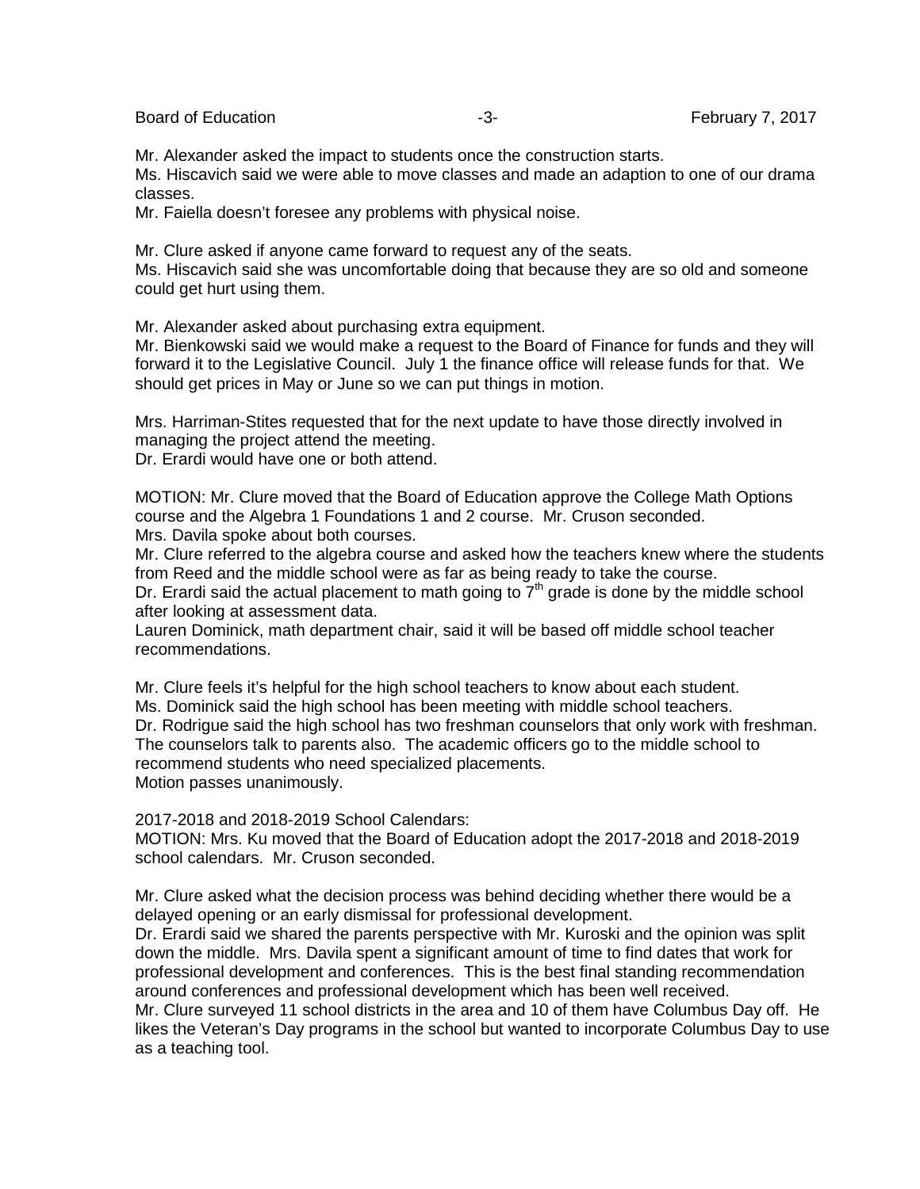Mr. Alexander asked the impact to students once the construction starts.
Ms. Hiscavich said we were able to move classes and made an adaption to one of our drama classes.
Mr. Faiella doesn't foresee any problems with physical noise.

Mr. Clure asked if anyone came forward to request any of the seats.
Ms. Hiscavich said she was uncomfortable doing that because they are so old and someone could get hurt using them.

Mr. Alexander asked about purchasing extra equipment.
Mr. Bienkowski said we would make a request to the Board of Finance for funds and they will forward it to the Legislative Council. July 1 the finance office will release funds for that. We should get prices in May or June so we can put things in motion.

Mrs. Harriman-Stites requested that for the next update to have those directly involved in managing the project attend the meeting.
Dr. Erardi would have one or both attend.

MOTION: Mr. Clure moved that the Board of Education approve the College Math Options course and the Algebra 1 Foundations 1 and 2 course. Mr. Cruson seconded.
Mrs. Davila spoke about both courses.
Mr. Clure referred to the algebra course and asked how the teachers knew where the students from Reed and the middle school were as far as being ready to take the course.
Dr. Erardi said the actual placement to math going to 7th grade is done by the middle school after looking at assessment data.
Lauren Dominick, math department chair, said it will be based off middle school teacher recommendations.

Mr. Clure feels it's helpful for the high school teachers to know about each student.
Ms. Dominick said the high school has been meeting with middle school teachers.
Dr. Rodrigue said the high school has two freshman counselors that only work with freshman. The counselors talk to parents also. The academic officers go to the middle school to recommend students who need specialized placements.
Motion passes unanimously.

2017-2018 and 2018-2019 School Calendars:
MOTION: Mrs. Ku moved that the Board of Education adopt the 2017-2018 and 2018-2019 school calendars. Mr. Cruson seconded.

Mr. Clure asked what the decision process was behind deciding whether there would be a delayed opening or an early dismissal for professional development.
Dr. Erardi said we shared the parents perspective with Mr. Kuroski and the opinion was split down the middle. Mrs. Davila spent a significant amount of time to find dates that work for professional development and conferences. This is the best final standing recommendation around conferences and professional development which has been well received.
Mr. Clure surveyed 11 school districts in the area and 10 of them have Columbus Day off. He likes the Veteran's Day programs in the school but wanted to incorporate Columbus Day to use as a teaching tool.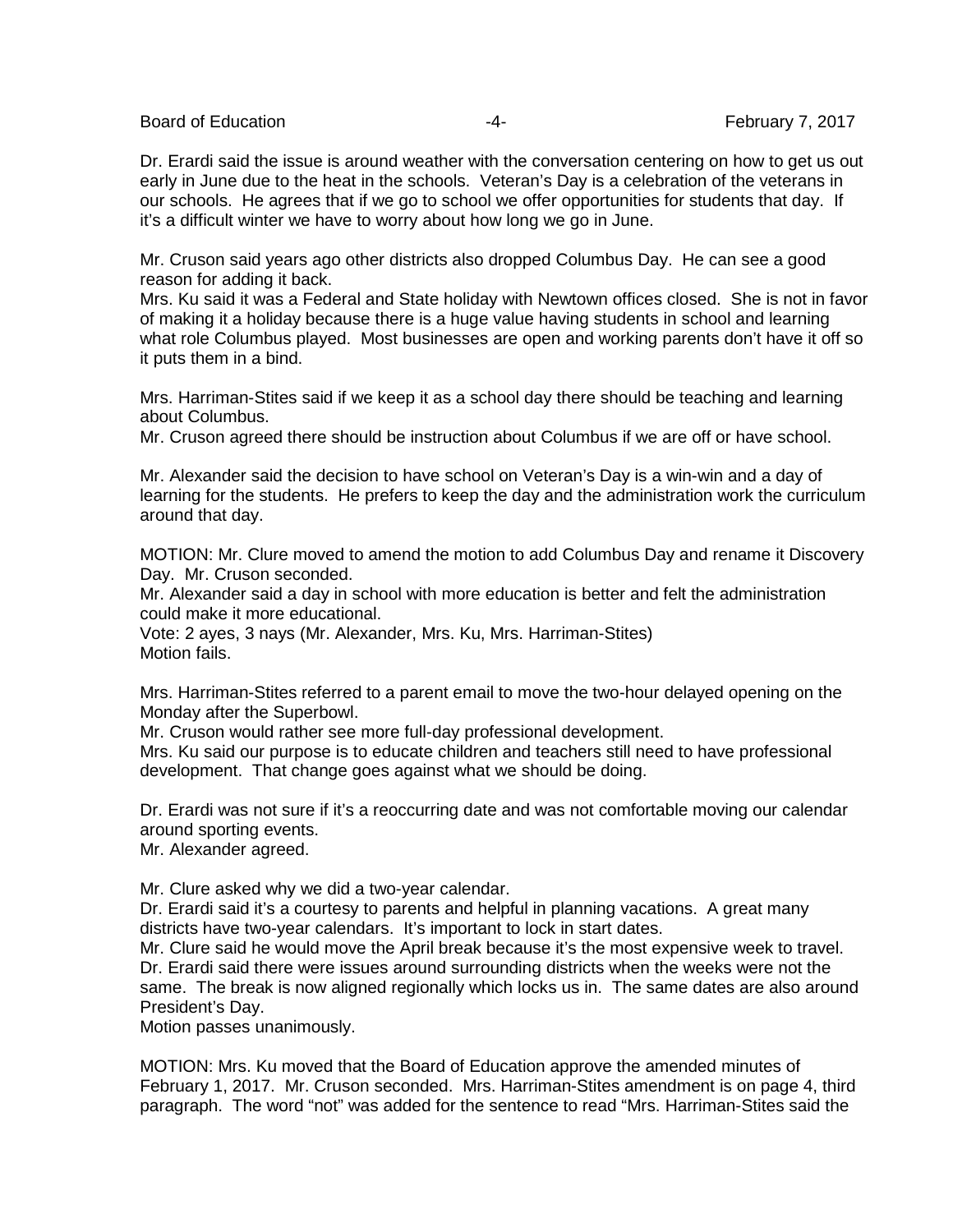Dr. Erardi said the issue is around weather with the conversation centering on how to get us out early in June due to the heat in the schools. Veteran's Day is a celebration of the veterans in our schools. He agrees that if we go to school we offer opportunities for students that day. If it's a difficult winter we have to worry about how long we go in June.

Mr. Cruson said years ago other districts also dropped Columbus Day. He can see a good reason for adding it back.
Mrs. Ku said it was a Federal and State holiday with Newtown offices closed. She is not in favor of making it a holiday because there is a huge value having students in school and learning what role Columbus played. Most businesses are open and working parents don't have it off so it puts them in a bind.

Mrs. Harriman-Stites said if we keep it as a school day there should be teaching and learning about Columbus.
Mr. Cruson agreed there should be instruction about Columbus if we are off or have school.

Mr. Alexander said the decision to have school on Veteran's Day is a win-win and a day of learning for the students. He prefers to keep the day and the administration work the curriculum around that day.

MOTION: Mr. Clure moved to amend the motion to add Columbus Day and rename it Discovery Day. Mr. Cruson seconded.
Mr. Alexander said a day in school with more education is better and felt the administration could make it more educational.
Vote: 2 ayes, 3 nays (Mr. Alexander, Mrs. Ku, Mrs. Harriman-Stites)
Motion fails.

Mrs. Harriman-Stites referred to a parent email to move the two-hour delayed opening on the Monday after the Superbowl.
Mr. Cruson would rather see more full-day professional development.
Mrs. Ku said our purpose is to educate children and teachers still need to have professional development. That change goes against what we should be doing.

Dr. Erardi was not sure if it's a reoccurring date and was not comfortable moving our calendar around sporting events.
Mr. Alexander agreed.

Mr. Clure asked why we did a two-year calendar.
Dr. Erardi said it's a courtesy to parents and helpful in planning vacations. A great many districts have two-year calendars. It's important to lock in start dates.
Mr. Clure said he would move the April break because it's the most expensive week to travel.
Dr. Erardi said there were issues around surrounding districts when the weeks were not the same. The break is now aligned regionally which locks us in. The same dates are also around President's Day.
Motion passes unanimously.

MOTION: Mrs. Ku moved that the Board of Education approve the amended minutes of February 1, 2017. Mr. Cruson seconded. Mrs. Harriman-Stites amendment is on page 4, third paragraph. The word "not" was added for the sentence to read "Mrs. Harriman-Stites said the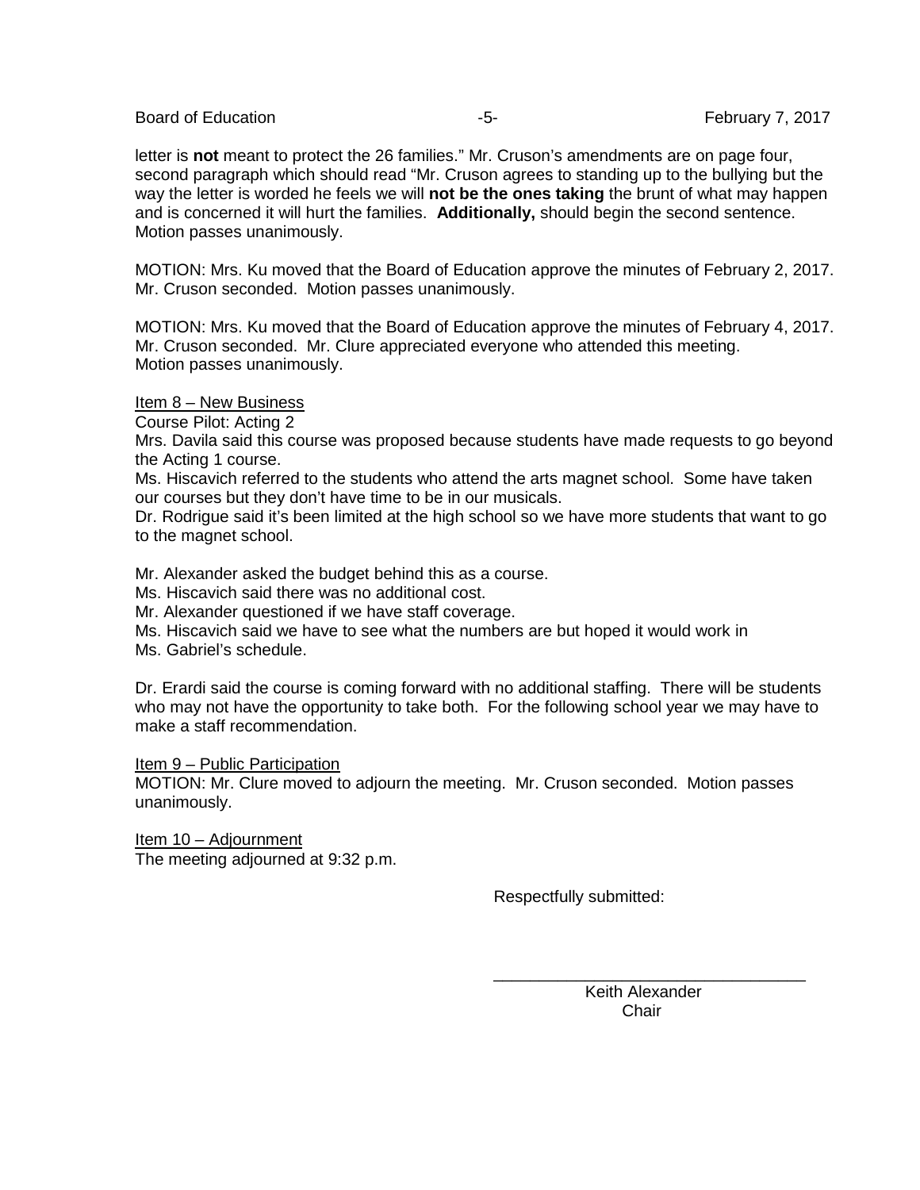letter is **not** meant to protect the 26 families." Mr. Cruson's amendments are on page four, second paragraph which should read "Mr. Cruson agrees to standing up to the bullying but the way the letter is worded he feels we will **not be the ones taking** the brunt of what may happen and is concerned it will hurt the families. **Additionally,** should begin the second sentence. Motion passes unanimously.

MOTION: Mrs. Ku moved that the Board of Education approve the minutes of February 2, 2017. Mr. Cruson seconded. Motion passes unanimously.

MOTION: Mrs. Ku moved that the Board of Education approve the minutes of February 4, 2017. Mr. Cruson seconded. Mr. Clure appreciated everyone who attended this meeting. Motion passes unanimously.

<u>Item 8 – New Business</u>

Course Pilot: Acting 2

Mrs. Davila said this course was proposed because students have made requests to go beyond the Acting 1 course.

Ms. Hiscavich referred to the students who attend the arts magnet school. Some have taken our courses but they don't have time to be in our musicals.

Dr. Rodrigue said it's been limited at the high school so we have more students that want to go to the magnet school.

Mr. Alexander asked the budget behind this as a course.

Ms. Hiscavich said there was no additional cost.

Mr. Alexander questioned if we have staff coverage.

Ms. Hiscavich said we have to see what the numbers are but hoped it would work in Ms. Gabriel's schedule.

Dr. Erardi said the course is coming forward with no additional staffing. There will be students who may not have the opportunity to take both. For the following school year we may have to make a staff recommendation.

<u>Item 9 – Public Participation</u>

MOTION: Mr. Clure moved to adjourn the meeting. Mr. Cruson seconded. Motion passes unanimously.

<u>Item 10 – Adjournment</u>

The meeting adjourned at 9:32 p.m.

Respectfully submitted:

\_\_\_\_\_\_\_\_\_\_\_\_\_\_\_\_\_\_\_\_\_\_\_\_\_\_\_\_\_\_\_\_

Keith Alexander
Chair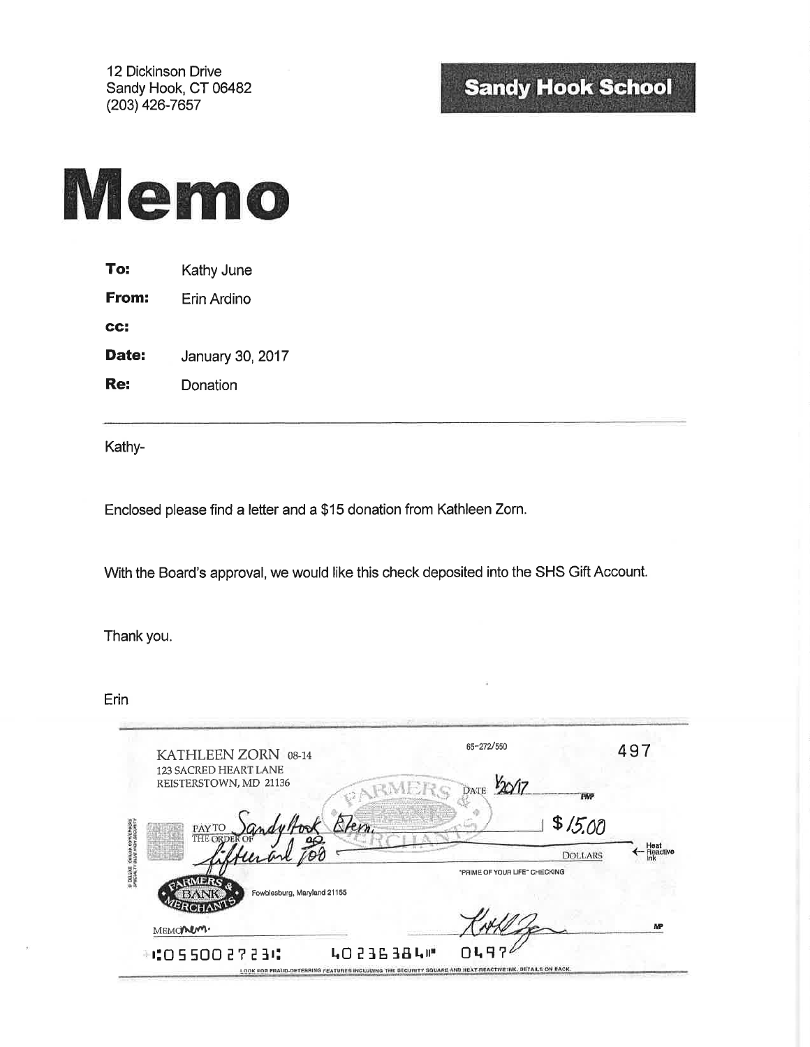12 Dickinson Drive
Sandy Hook, CT 06482
(203) 426-7657

**Sandy Hook School**

# Memo

| | |
|---|---|
| **To:** | Kathy June |
| **From:** | Erin Ardino |
| **cc:** | |
| **Date:** | January 30, 2017 |
| **Re:** | Donation |

---

Kathy-

Enclosed please find a letter and a $15 donation from Kathleen Zorn.

With the Board's approval, we would like this check deposited into the SHS Gift Account.

Thank you.

Erin

---

KATHLEEN ZORN 08-14
123 SACRED HEART LANE
REISTERSTOWN, MD 21136

65-272/550

497

DATE 1/20/17

PAY TO THE ORDER OF Sandy Hook Elem. $ 15.00

fifteen and 00/100 DOLLARS

Heat Reactive Ink

"PRIME OF YOUR LIFE" CHECKING

FARMERS & MERCHANTS BANK
Fowblesburg, Maryland 21155

MEMO mem.

⑆055002723⑆ 40236384⑈ 0497

LOOK FOR FRAUD-DETERRING FEATURES INCLUDING THE SECURITY SQUARE AND HEAT-REACTIVE INK. DETAILS ON BACK.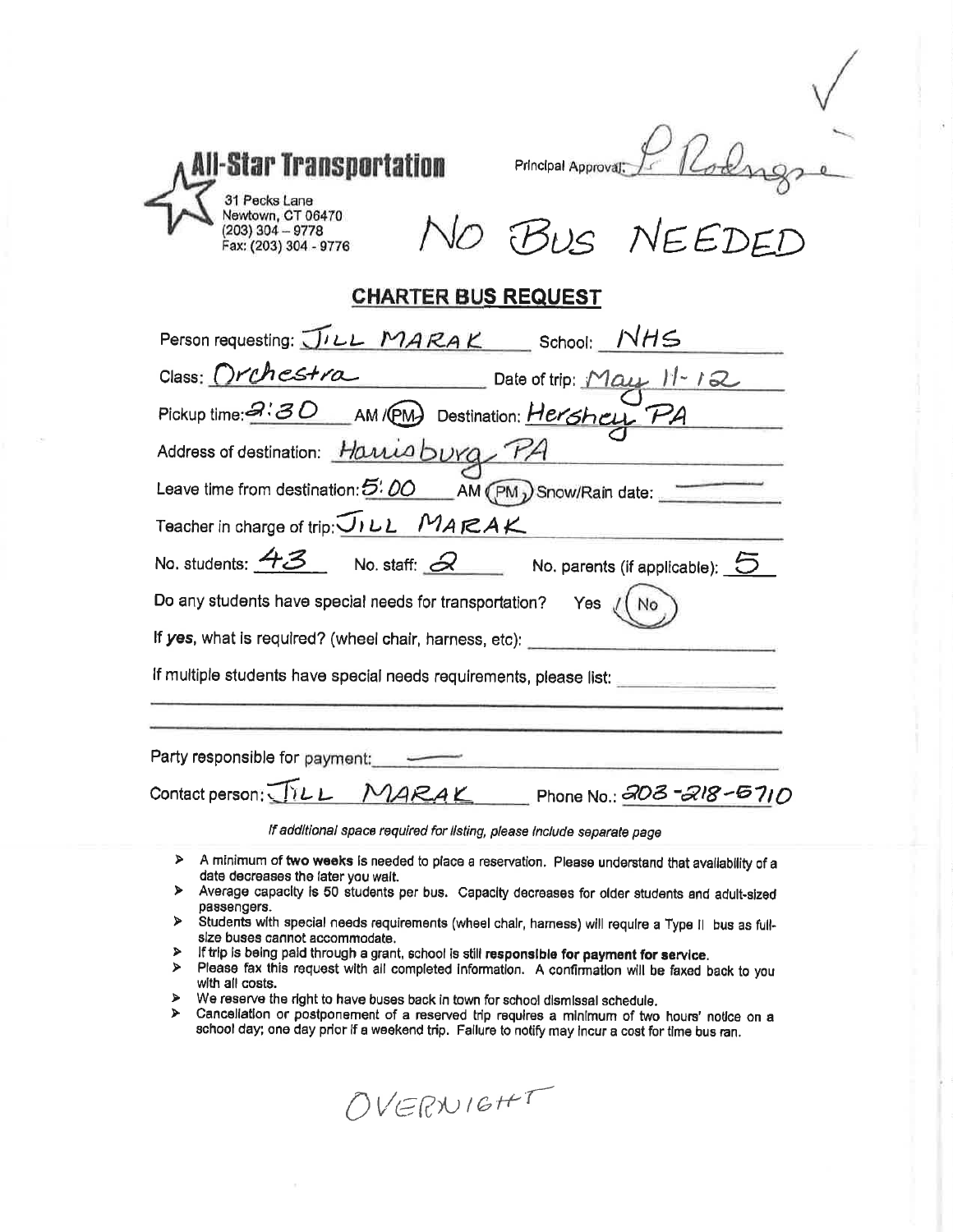✓

**All-Star Transportation**

31 Pecks Lane
Newtown, CT 06470
(203) 304 – 9778
Fax: (203) 304 - 9776

Principal Approval: P Rodrigue

NO BUS NEEDED

## CHARTER BUS REQUEST

Person requesting: JILL MARAK School: NHS

Class: Orchestra Date of trip: May 11-12

Pickup time: 2:30 AM / (PM) Destination: Hershey PA

Address of destination: Harrisburg PA

Leave time from destination: 5:00 AM (PM) Snow/Rain date: ——

Teacher in charge of trip: JILL MARAK

No. students: 43 No. staff: 2 No. parents (if applicable): 5

Do any students have special needs for transportation? Yes / (No)

If **yes**, what is required? (wheel chair, harness, etc): \_\_\_\_\_\_\_\_\_\_

If multiple students have special needs requirements, please list: \_\_\_\_\_\_\_\_\_\_

Party responsible for payment: ——

Contact person: JILL MARAK Phone No.: 203-218-6710

*If additional space required for listing, please include separate page*

- A minimum of **two weeks** is needed to place a reservation. Please understand that availability of a date decreases the later you wait.
- Average capacity is 50 students per bus. Capacity decreases for older students and adult-sized passengers.
- Students with special needs requirements (wheel chair, harness) will require a Type II bus as full-size buses cannot accommodate.
- If trip is being paid through a grant, school is still **responsible for payment for service**.
- Please fax this request with all completed information. A confirmation will be faxed back to you with all costs.
- We reserve the right to have buses back in town for school dismissal schedule.
- Cancellation or postponement of a reserved trip requires a minimum of two hours' notice on a school day; one day prior if a weekend trip. Failure to notify may incur a cost for time bus ran.

OVERNIGHT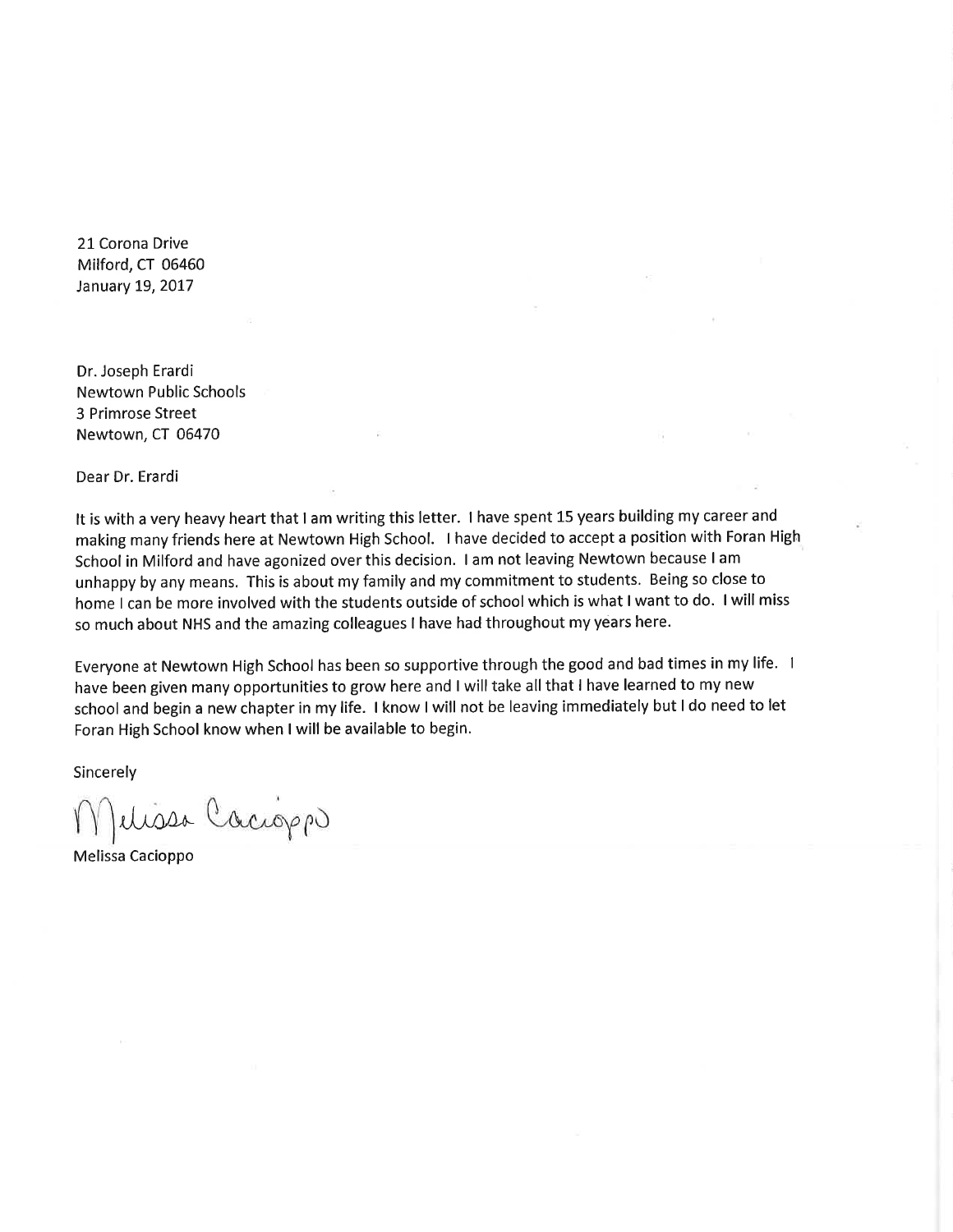21 Corona Drive
Milford, CT 06460
January 19, 2017

Dr. Joseph Erardi
Newtown Public Schools
3 Primrose Street
Newtown, CT 06470

Dear Dr. Erardi

It is with a very heavy heart that I am writing this letter. I have spent 15 years building my career and making many friends here at Newtown High School. I have decided to accept a position with Foran High School in Milford and have agonized over this decision. I am not leaving Newtown because I am unhappy by any means. This is about my family and my commitment to students. Being so close to home I can be more involved with the students outside of school which is what I want to do. I will miss so much about NHS and the amazing colleagues I have had throughout my years here.

Everyone at Newtown High School has been so supportive through the good and bad times in my life. I have been given many opportunities to grow here and I will take all that I have learned to my new school and begin a new chapter in my life. I know I will not be leaving immediately but I do need to let Foran High School know when I will be available to begin.

Sincerely

Melissa Cacioppo

Melissa Cacioppo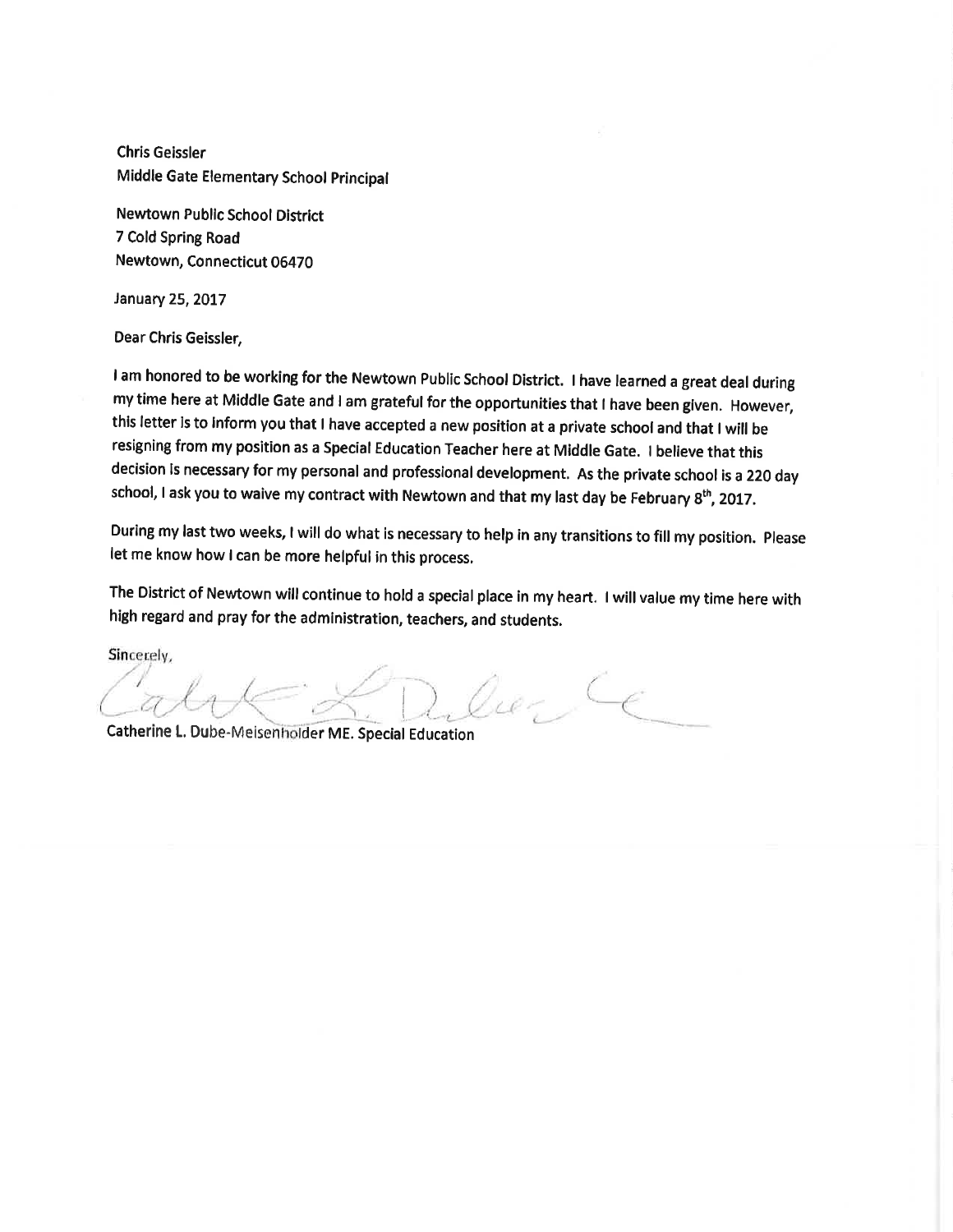Chris Geissler
Middle Gate Elementary School Principal

Newtown Public School District
7 Cold Spring Road
Newtown, Connecticut 06470

January 25, 2017

Dear Chris Geissler,

I am honored to be working for the Newtown Public School District. I have learned a great deal during my time here at Middle Gate and I am grateful for the opportunities that I have been given. However, this letter is to inform you that I have accepted a new position at a private school and that I will be resigning from my position as a Special Education Teacher here at Middle Gate. I believe that this decision is necessary for my personal and professional development. As the private school is a 220 day school, I ask you to waive my contract with Newtown and that my last day be February 8th, 2017.

During my last two weeks, I will do what is necessary to help in any transitions to fill my position. Please let me know how I can be more helpful in this process.

The District of Newtown will continue to hold a special place in my heart. I will value my time here with high regard and pray for the administration, teachers, and students.

Sincerely,

Catherine L. Dube-Meisenholder ME. Special Education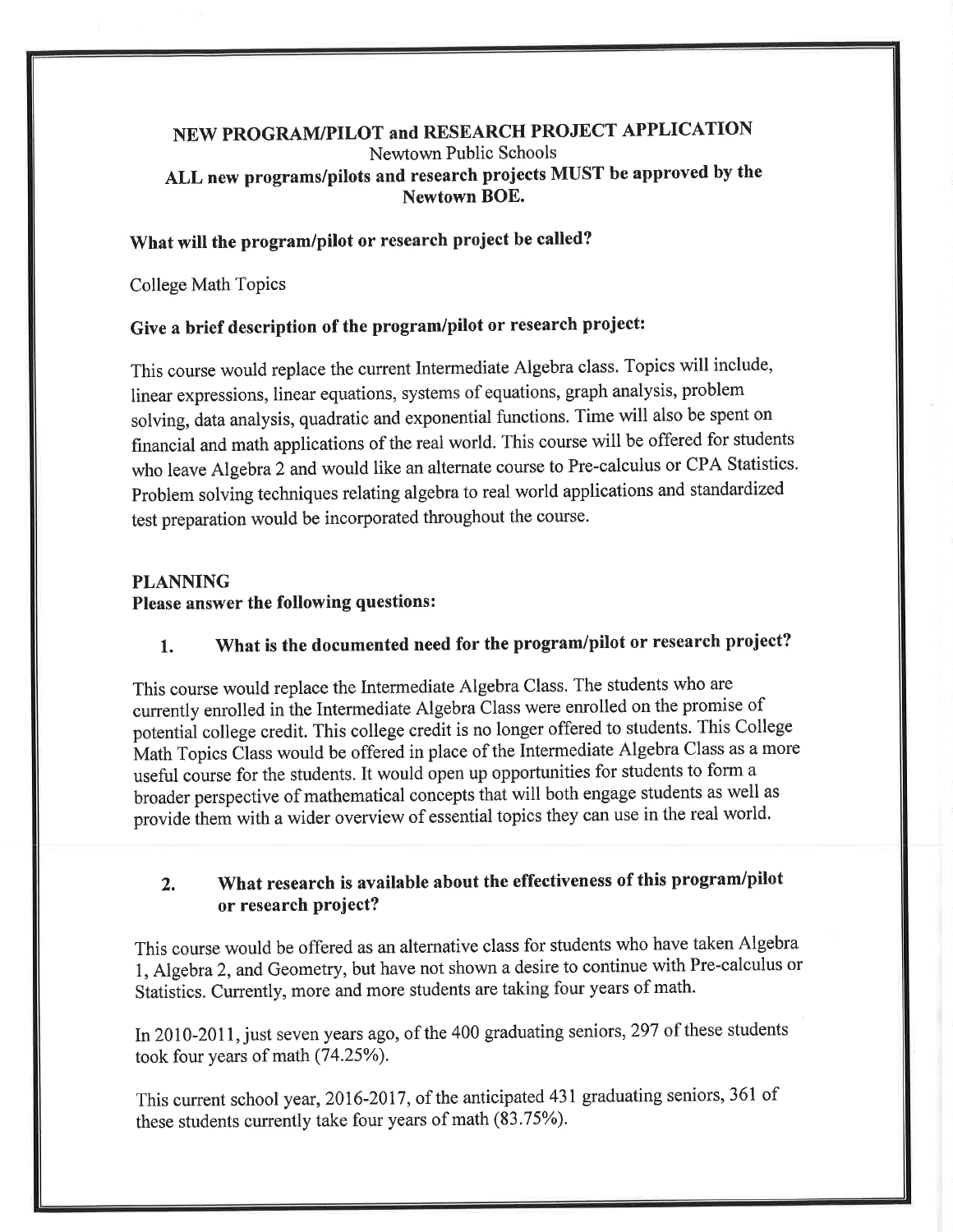# NEW PROGRAM/PILOT and RESEARCH PROJECT APPLICATION

Newtown Public Schools

**ALL new programs/pilots and research projects MUST be approved by the Newtown BOE.**

**What will the program/pilot or research project be called?**

College Math Topics

**Give a brief description of the program/pilot or research project:**

This course would replace the current Intermediate Algebra class. Topics will include, linear expressions, linear equations, systems of equations, graph analysis, problem solving, data analysis, quadratic and exponential functions. Time will also be spent on financial and math applications of the real world. This course will be offered for students who leave Algebra 2 and would like an alternate course to Pre-calculus or CPA Statistics. Problem solving techniques relating algebra to real world applications and standardized test preparation would be incorporated throughout the course.

## PLANNING

**Please answer the following questions:**

**1. What is the documented need for the program/pilot or research project?**

This course would replace the Intermediate Algebra Class. The students who are currently enrolled in the Intermediate Algebra Class were enrolled on the promise of potential college credit. This college credit is no longer offered to students. This College Math Topics Class would be offered in place of the Intermediate Algebra Class as a more useful course for the students. It would open up opportunities for students to form a broader perspective of mathematical concepts that will both engage students as well as provide them with a wider overview of essential topics they can use in the real world.

**2. What research is available about the effectiveness of this program/pilot or research project?**

This course would be offered as an alternative class for students who have taken Algebra 1, Algebra 2, and Geometry, but have not shown a desire to continue with Pre-calculus or Statistics. Currently, more and more students are taking four years of math.

In 2010-2011, just seven years ago, of the 400 graduating seniors, 297 of these students took four years of math (74.25%).

This current school year, 2016-2017, of the anticipated 431 graduating seniors, 361 of these students currently take four years of math (83.75%).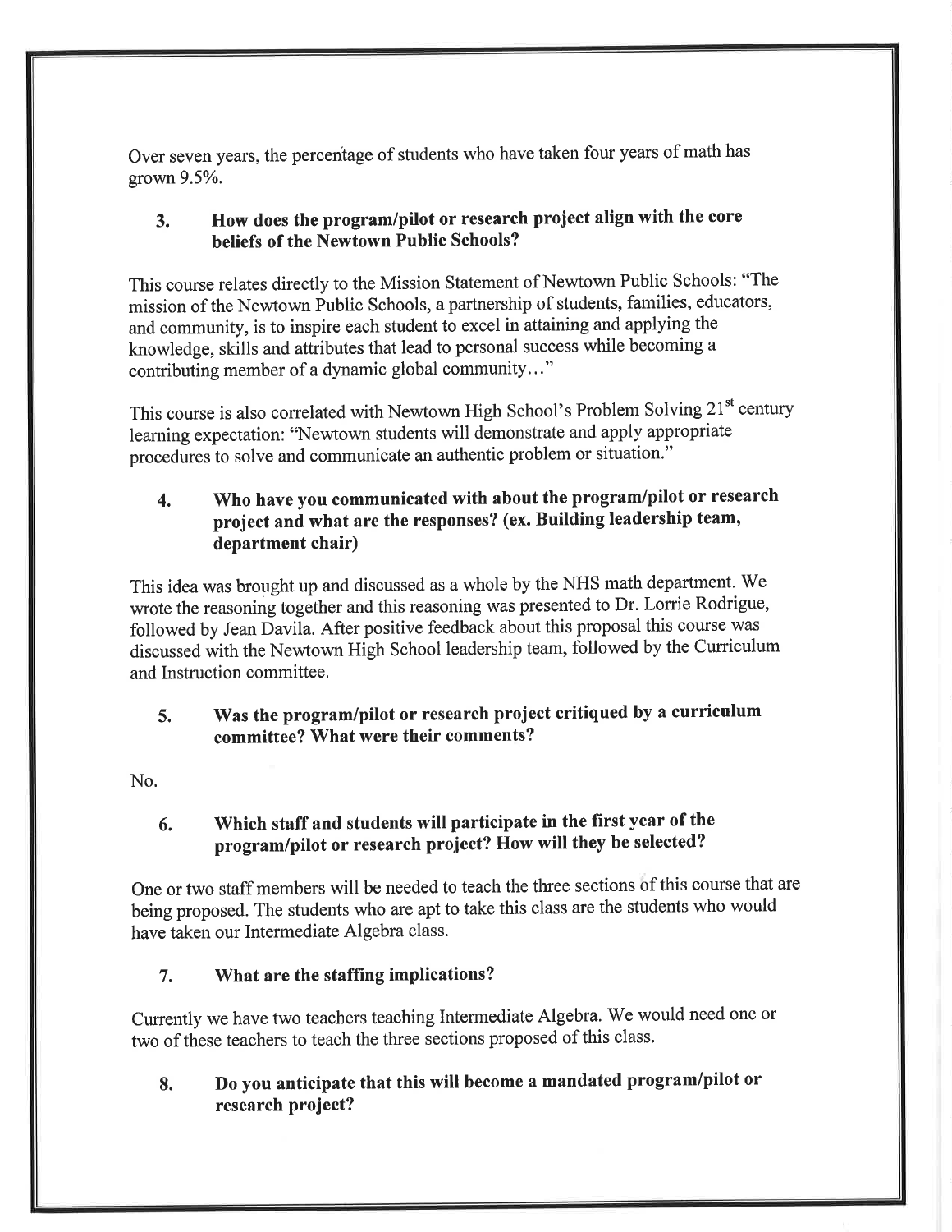Over seven years, the percentage of students who have taken four years of math has grown 9.5%.

### 3. How does the program/pilot or research project align with the core beliefs of the Newtown Public Schools?

This course relates directly to the Mission Statement of Newtown Public Schools: "The mission of the Newtown Public Schools, a partnership of students, families, educators, and community, is to inspire each student to excel in attaining and applying the knowledge, skills and attributes that lead to personal success while becoming a contributing member of a dynamic global community…"

This course is also correlated with Newtown High School's Problem Solving 21st century learning expectation: "Newtown students will demonstrate and apply appropriate procedures to solve and communicate an authentic problem or situation."

### 4. Who have you communicated with about the program/pilot or research project and what are the responses? (ex. Building leadership team, department chair)

This idea was brought up and discussed as a whole by the NHS math department. We wrote the reasoning together and this reasoning was presented to Dr. Lorrie Rodrigue, followed by Jean Davila. After positive feedback about this proposal this course was discussed with the Newtown High School leadership team, followed by the Curriculum and Instruction committee.

### 5. Was the program/pilot or research project critiqued by a curriculum committee? What were their comments?

No.

### 6. Which staff and students will participate in the first year of the program/pilot or research project? How will they be selected?

One or two staff members will be needed to teach the three sections of this course that are being proposed. The students who are apt to take this class are the students who would have taken our Intermediate Algebra class.

### 7. What are the staffing implications?

Currently we have two teachers teaching Intermediate Algebra. We would need one or two of these teachers to teach the three sections proposed of this class.

### 8. Do you anticipate that this will become a mandated program/pilot or research project?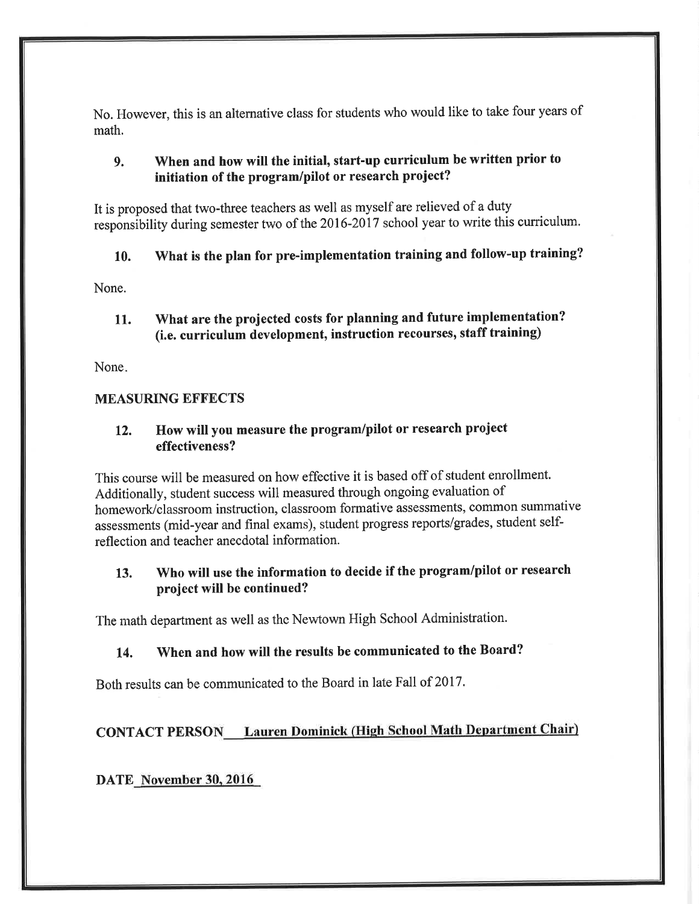No. However, this is an alternative class for students who would like to take four years of math.

### 9. When and how will the initial, start-up curriculum be written prior to initiation of the program/pilot or research project?

It is proposed that two-three teachers as well as myself are relieved of a duty responsibility during semester two of the 2016-2017 school year to write this curriculum.

### 10. What is the plan for pre-implementation training and follow-up training?

None.

### 11. What are the projected costs for planning and future implementation? (i.e. curriculum development, instruction recourses, staff training)

None.

## MEASURING EFFECTS

### 12. How will you measure the program/pilot or research project effectiveness?

This course will be measured on how effective it is based off of student enrollment. Additionally, student success will measured through ongoing evaluation of homework/classroom instruction, classroom formative assessments, common summative assessments (mid-year and final exams), student progress reports/grades, student self-reflection and teacher anecdotal information.

### 13. Who will use the information to decide if the program/pilot or research project will be continued?

The math department as well as the Newtown High School Administration.

### 14. When and how will the results be communicated to the Board?

Both results can be communicated to the Board in late Fall of 2017.

**CONTACT PERSON** **Lauren Dominick (High School Math Department Chair)**

**DATE** **November 30, 2016**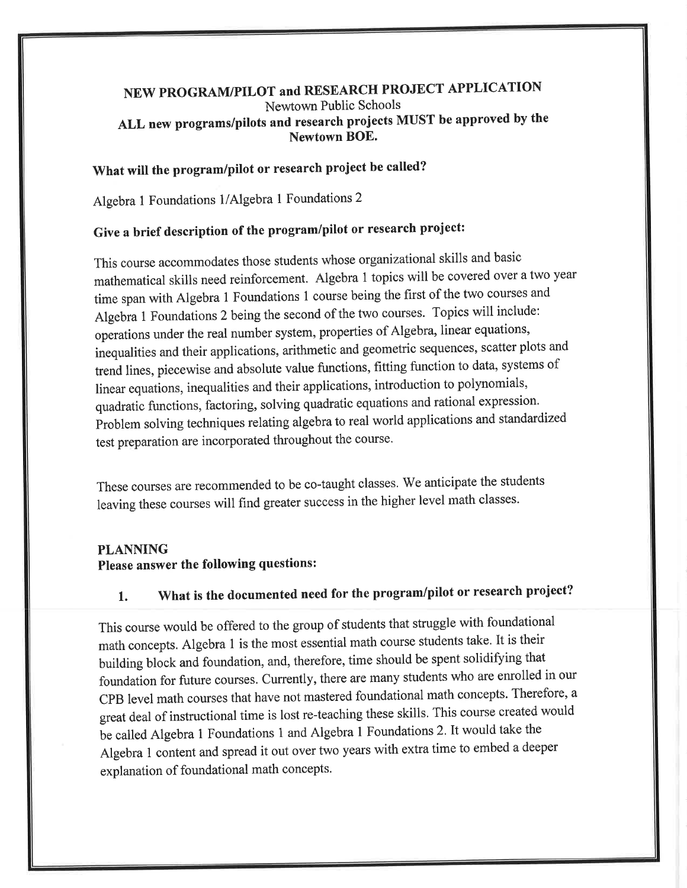## NEW PROGRAM/PILOT and RESEARCH PROJECT APPLICATION

Newtown Public Schools

**ALL new programs/pilots and research projects MUST be approved by the Newtown BOE.**

### What will the program/pilot or research project be called?

Algebra 1 Foundations 1/Algebra 1 Foundations 2

### Give a brief description of the program/pilot or research project:

This course accommodates those students whose organizational skills and basic mathematical skills need reinforcement. Algebra 1 topics will be covered over a two year time span with Algebra 1 Foundations 1 course being the first of the two courses and Algebra 1 Foundations 2 being the second of the two courses. Topics will include: operations under the real number system, properties of Algebra, linear equations, inequalities and their applications, arithmetic and geometric sequences, scatter plots and trend lines, piecewise and absolute value functions, fitting function to data, systems of linear equations, inequalities and their applications, introduction to polynomials, quadratic functions, factoring, solving quadratic equations and rational expression. Problem solving techniques relating algebra to real world applications and standardized test preparation are incorporated throughout the course.

These courses are recommended to be co-taught classes. We anticipate the students leaving these courses will find greater success in the higher level math classes.

**PLANNING**

**Please answer the following questions:**

### 1. What is the documented need for the program/pilot or research project?

This course would be offered to the group of students that struggle with foundational math concepts. Algebra 1 is the most essential math course students take. It is their building block and foundation, and, therefore, time should be spent solidifying that foundation for future courses. Currently, there are many students who are enrolled in our CPB level math courses that have not mastered foundational math concepts. Therefore, a great deal of instructional time is lost re-teaching these skills. This course created would be called Algebra 1 Foundations 1 and Algebra 1 Foundations 2. It would take the Algebra 1 content and spread it out over two years with extra time to embed a deeper explanation of foundational math concepts.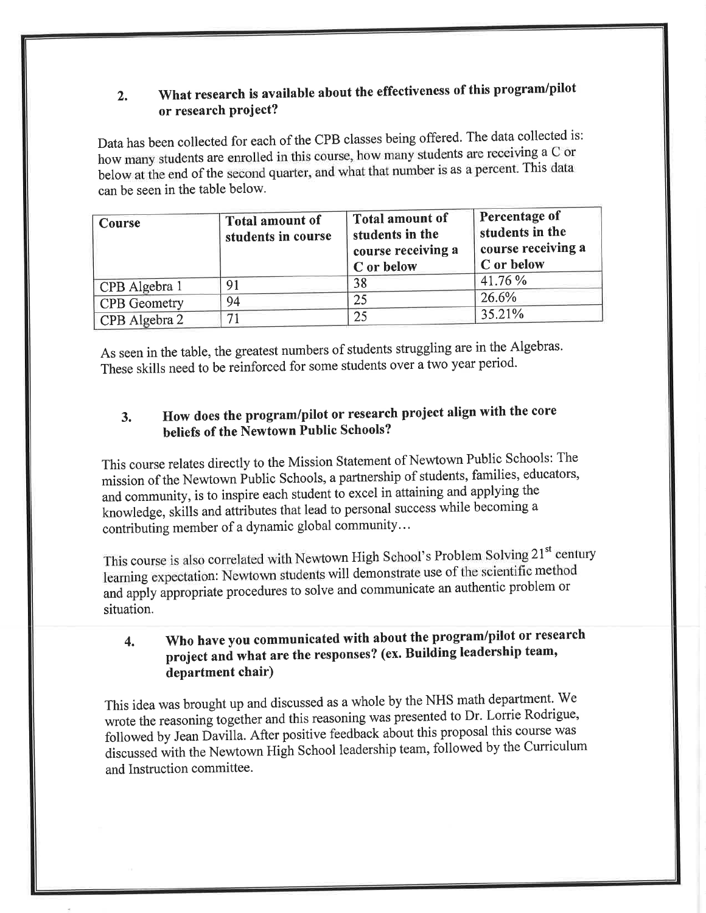## 2. What research is available about the effectiveness of this program/pilot or research project?

Data has been collected for each of the CPB classes being offered. The data collected is: how many students are enrolled in this course, how many students are receiving a C or below at the end of the second quarter, and what that number is as a percent. This data can be seen in the table below.

| Course | Total amount of students in course | Total amount of students in the course receiving a C or below | Percentage of students in the course receiving a C or below |
|---|---|---|---|
| CPB Algebra 1 | 91 | 38 | 41.76 % |
| CPB Geometry | 94 | 25 | 26.6% |
| CPB Algebra 2 | 71 | 25 | 35.21% |

As seen in the table, the greatest numbers of students struggling are in the Algebras. These skills need to be reinforced for some students over a two year period.

## 3. How does the program/pilot or research project align with the core beliefs of the Newtown Public Schools?

This course relates directly to the Mission Statement of Newtown Public Schools: The mission of the Newtown Public Schools, a partnership of students, families, educators, and community, is to inspire each student to excel in attaining and applying the knowledge, skills and attributes that lead to personal success while becoming a contributing member of a dynamic global community…

This course is also correlated with Newtown High School's Problem Solving 21st century learning expectation: Newtown students will demonstrate use of the scientific method and apply appropriate procedures to solve and communicate an authentic problem or situation.

## 4. Who have you communicated with about the program/pilot or research project and what are the responses? (ex. Building leadership team, department chair)

This idea was brought up and discussed as a whole by the NHS math department. We wrote the reasoning together and this reasoning was presented to Dr. Lorrie Rodrigue, followed by Jean Davilla. After positive feedback about this proposal this course was discussed with the Newtown High School leadership team, followed by the Curriculum and Instruction committee.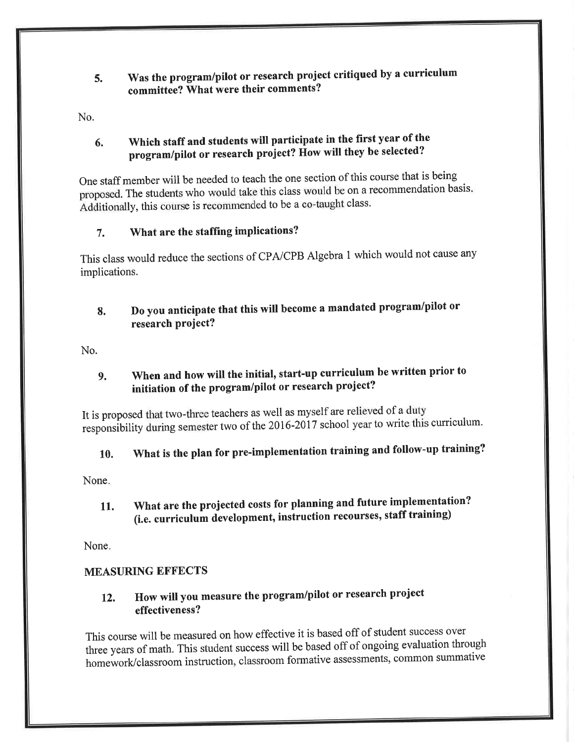**5. Was the program/pilot or research project critiqued by a curriculum committee? What were their comments?**

No.

**6. Which staff and students will participate in the first year of the program/pilot or research project? How will they be selected?**

One staff member will be needed to teach the one section of this course that is being proposed. The students who would take this class would be on a recommendation basis. Additionally, this course is recommended to be a co-taught class.

**7. What are the staffing implications?**

This class would reduce the sections of CPA/CPB Algebra 1 which would not cause any implications.

**8. Do you anticipate that this will become a mandated program/pilot or research project?**

No.

**9. When and how will the initial, start-up curriculum be written prior to initiation of the program/pilot or research project?**

It is proposed that two-three teachers as well as myself are relieved of a duty responsibility during semester two of the 2016-2017 school year to write this curriculum.

**10. What is the plan for pre-implementation training and follow-up training?**

None.

**11. What are the projected costs for planning and future implementation? (i.e. curriculum development, instruction recourses, staff training)**

None.

**MEASURING EFFECTS**

**12. How will you measure the program/pilot or research project effectiveness?**

This course will be measured on how effective it is based off of student success over three years of math. This student success will be based off of ongoing evaluation through homework/classroom instruction, classroom formative assessments, common summative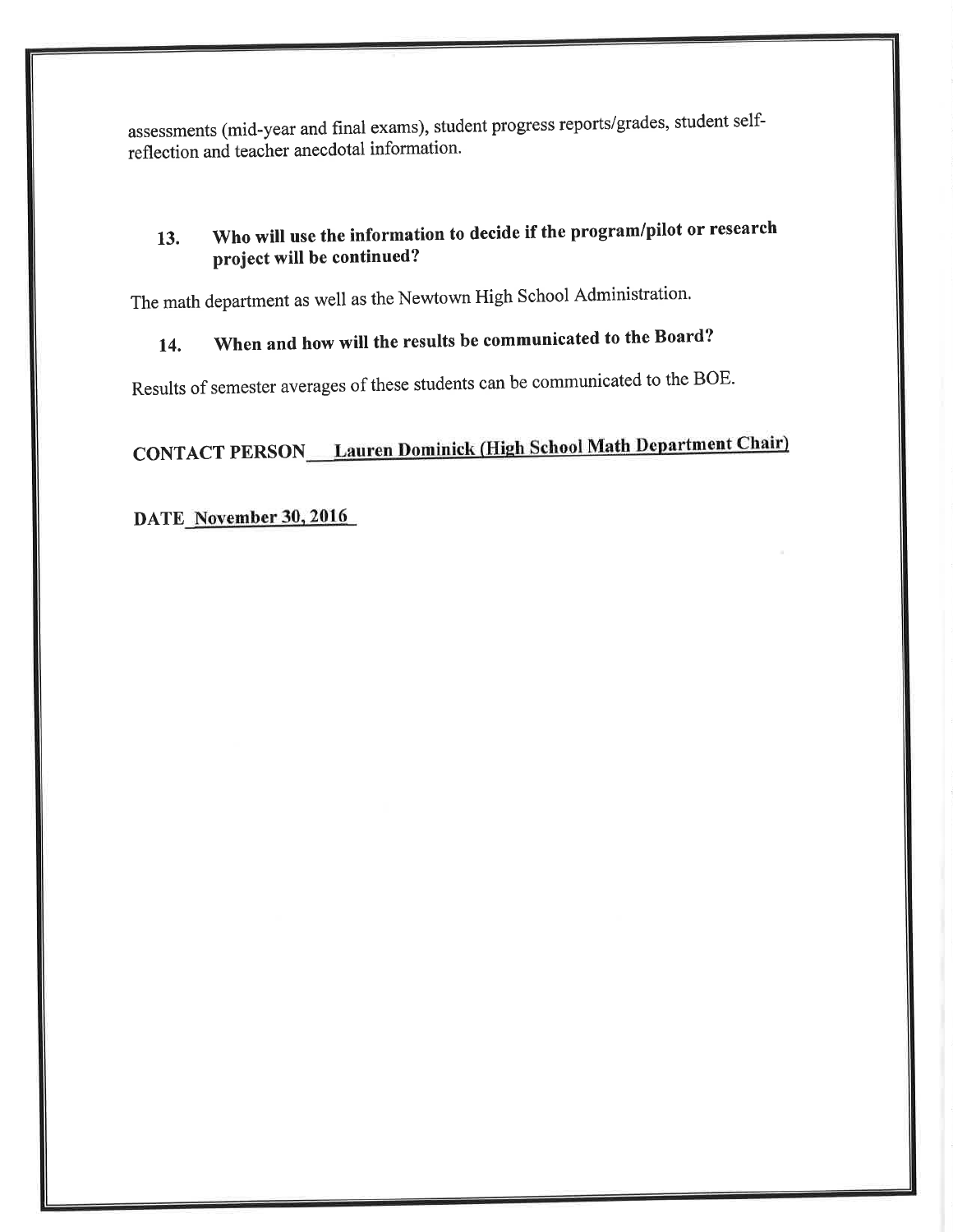assessments (mid-year and final exams), student progress reports/grades, student self-reflection and teacher anecdotal information.

**13. Who will use the information to decide if the program/pilot or research project will be continued?**

The math department as well as the Newtown High School Administration.

**14. When and how will the results be communicated to the Board?**

Results of semester averages of these students can be communicated to the BOE.

**CONTACT PERSON** **Lauren Dominick (High School Math Department Chair)**

**DATE** **November 30, 2016**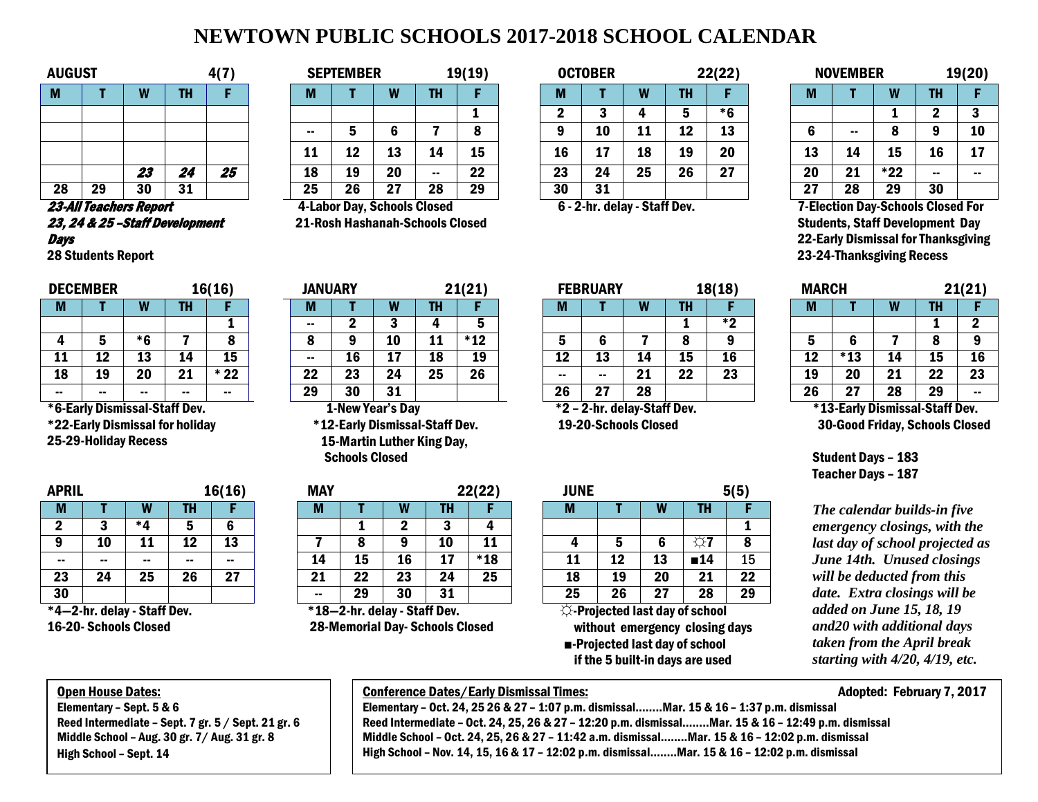# NEWTOWN PUBLIC SCHOOLS 2017-2018 SCHOOL CALENDAR

**AUGUST 4(7)**

| M | T | W | TH | F |
|---|---|---|---|---|
| | | | | |
| | | | | |
| | | | | |
| | | *23* | *24* | *25* |
| 28 | 29 | 30 | 31 | |

***23-All Teachers Report***
***23, 24 & 25 –Staff Development Days***
**28 Students Report**

**SEPTEMBER 19(19)**

| M | T | W | TH | F |
|---|---|---|---|---|
| | | | | 1 |
| -- | 5 | 6 | 7 | 8 |
| 11 | 12 | 13 | 14 | 15 |
| 18 | 19 | 20 | -- | 22 |
| 25 | 26 | 27 | 28 | 29 |

4-Labor Day, Schools Closed
21-Rosh Hashanah-Schools Closed

**OCTOBER 22(22)**

| M | T | W | TH | F |
|---|---|---|---|---|
| 2 | 3 | 4 | 5 | *6 |
| 9 | 10 | 11 | 12 | 13 |
| 16 | 17 | 18 | 19 | 20 |
| 23 | 24 | 25 | 26 | 27 |
| 30 | 31 | | | |

6 - 2-hr. delay - Staff Dev.

**NOVEMBER 19(20)**

| M | T | W | TH | F |
|---|---|---|---|---|
| | | 1 | 2 | 3 |
| 6 | -- | 8 | 9 | 10 |
| 13 | 14 | 15 | 16 | 17 |
| 20 | 21 | *22 | -- | -- |
| 27 | 28 | 29 | 30 | |

7-Election Day-Schools Closed For Students, Staff Development Day
22-Early Dismissal for Thanksgiving
23-24-Thanksgiving Recess

**DECEMBER 16(16)**

| M | T | W | TH | F |
|---|---|---|---|---|
| | | | | 1 |
| 4 | 5 | *6 | 7 | 8 |
| 11 | 12 | 13 | 14 | 15 |
| 18 | 19 | 20 | 21 | * 22 |
| -- | -- | -- | -- | -- |

*6-Early Dismissal-Staff Dev.
*22-Early Dismissal for holiday
25-29-Holiday Recess

**JANUARY 21(21)**

| M | T | W | TH | F |
|---|---|---|---|---|
| -- | 2 | 3 | 4 | 5 |
| 8 | 9 | 10 | 11 | *12 |
| -- | 16 | 17 | 18 | 19 |
| 22 | 23 | 24 | 25 | 26 |
| 29 | 30 | 31 | | |

1-New Year's Day
*12-Early Dismissal-Staff Dev.
15-Martin Luther King Day, Schools Closed

**FEBRUARY 18(18)**

| M | T | W | TH | F |
|---|---|---|---|---|
| | | | 1 | *2 |
| 5 | 6 | 7 | 8 | 9 |
| 12 | 13 | 14 | 15 | 16 |
| -- | -- | 21 | 22 | 23 |
| 26 | 27 | 28 | | |

*2 – 2-hr. delay-Staff Dev.
19-20-Schools Closed

**MARCH 21(21)**

| M | T | W | TH | F |
|---|---|---|---|---|
| | | | 1 | 2 |
| 5 | 6 | 7 | 8 | 9 |
| 12 | *13 | 14 | 15 | 16 |
| 19 | 20 | 21 | 22 | 23 |
| 26 | 27 | 28 | 29 | -- |

*13-Early Dismissal-Staff Dev.
30-Good Friday, Schools Closed

**Student Days – 183**
**Teacher Days – 187**

**APRIL 16(16)**

| M | T | W | TH | F |
|---|---|---|---|---|
| 2 | 3 | *4 | 5 | 6 |
| 9 | 10 | 11 | 12 | 13 |
| -- | -- | -- | -- | -- |
| 23 | 24 | 25 | 26 | 27 |
| 30 | | | | |

*4—2-hr. delay - Staff Dev.
16-20- Schools Closed

**MAY 22(22)**

| M | T | W | TH | F |
|---|---|---|---|---|
| | 1 | 2 | 3 | 4 |
| 7 | 8 | 9 | 10 | 11 |
| 14 | 15 | 16 | 17 | *18 |
| 21 | 22 | 23 | 24 | 25 |
| -- | 29 | 30 | 31 | |

*18—2-hr. delay - Staff Dev.
28-Memorial Day- Schools Closed

**JUNE 5(5)**

| M | T | W | TH | F |
|---|---|---|---|---|
| | | | | 1 |
| 4 | 5 | 6 | ☼7 | 8 |
| 11 | 12 | 13 | ■14 | 15 |
| 18 | 19 | 20 | 21 | 22 |
| 25 | 26 | 27 | 28 | 29 |

☼-Projected last day of school without emergency closing days
■-Projected last day of school if the 5 built-in days are used

***The calendar builds-in five emergency closings, with the last day of school projected as June 14th. Unused closings will be deducted from this date. Extra closings will be added on June 15, 18, 19 and20 with additional days taken from the April break starting with 4/20, 4/19, etc.***

**Open House Dates:**
Elementary – Sept. 5 & 6
Reed Intermediate – Sept. 7 gr. 5 / Sept. 21 gr. 6
Middle School – Aug. 30 gr. 7/ Aug. 31 gr. 8
High School – Sept. 14

**Conference Dates/Early Dismissal Times:** **Adopted: February 7, 2017**
Elementary – Oct. 24, 25 26 & 27 – 1:07 p.m. dismissal........Mar. 15 & 16 – 1:37 p.m. dismissal
Reed Intermediate – Oct. 24, 25, 26 & 27 – 12:20 p.m. dismissal........Mar. 15 & 16 – 12:49 p.m. dismissal
Middle School – Oct. 24, 25, 26 & 27 – 11:42 a.m. dismissal........Mar. 15 & 16 – 12:02 p.m. dismissal
High School – Nov. 14, 15, 16 & 17 – 12:02 p.m. dismissal........Mar. 15 & 16 – 12:02 p.m. dismissal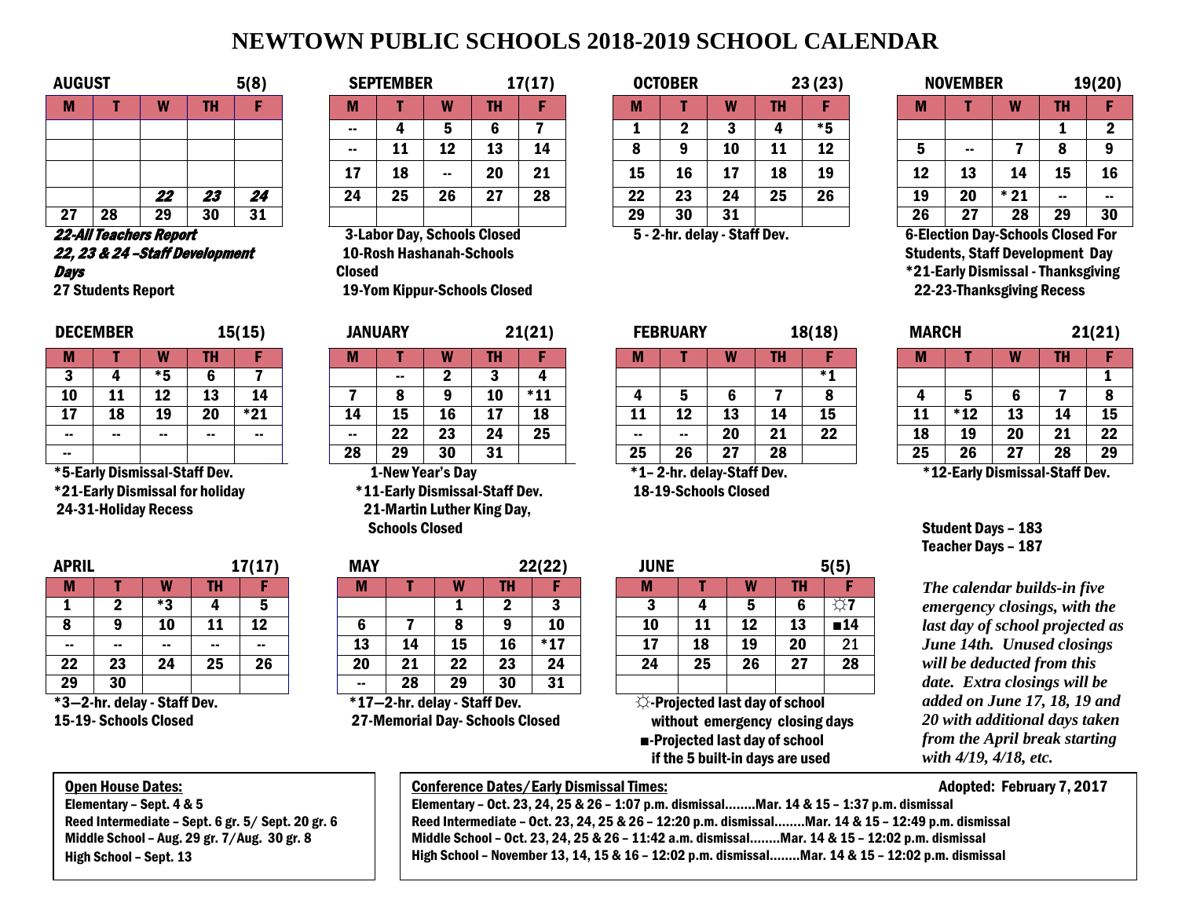# NEWTOWN PUBLIC SCHOOLS 2018-2019 SCHOOL CALENDAR

**AUGUST 5(8)**

| M | T | W | TH | F |
|---|---|---|---|---|
| | | | | |
| | | | | |
| | | | | |
| | | *22* | *23* | *24* |
| 27 | 28 | 29 | 30 | 31 |

*22-All Teachers Report*
*22, 23 & 24 –Staff Development Days*
27 Students Report

**SEPTEMBER 17(17)**

| M | T | W | TH | F |
|---|---|---|---|---|
| -- | 4 | 5 | 6 | 7 |
| -- | 11 | 12 | 13 | 14 |
| 17 | 18 | -- | 20 | 21 |
| 24 | 25 | 26 | 27 | 28 |
| | | | | |

3-Labor Day, Schools Closed
10-Rosh Hashanah-Schools Closed
19-Yom Kippur-Schools Closed

**OCTOBER 23 (23)**

| M | T | W | TH | F |
|---|---|---|---|---|
| 1 | 2 | 3 | 4 | *5 |
| 8 | 9 | 10 | 11 | 12 |
| 15 | 16 | 17 | 18 | 19 |
| 22 | 23 | 24 | 25 | 26 |
| 29 | 30 | 31 | | |

5 - 2-hr. delay - Staff Dev.

**NOVEMBER 19(20)**

| M | T | W | TH | F |
|---|---|---|---|---|
| | | | 1 | 2 |
| 5 | -- | 7 | 8 | 9 |
| 12 | 13 | 14 | 15 | 16 |
| 19 | 20 | * 21 | -- | -- |
| 26 | 27 | 28 | 29 | 30 |

6-Election Day-Schools Closed For Students, Staff Development Day
*21-Early Dismissal - Thanksgiving
22-23-Thanksgiving Recess

**DECEMBER 15(15)**

| M | T | W | TH | F |
|---|---|---|---|---|
| 3 | 4 | *5 | 6 | 7 |
| 10 | 11 | 12 | 13 | 14 |
| 17 | 18 | 19 | 20 | *21 |
| -- | -- | -- | -- | -- |
| -- | | | | |

*5-Early Dismissal-Staff Dev.
*21-Early Dismissal for holiday
24-31-Holiday Recess

**JANUARY 21(21)**

| M | T | W | TH | F |
|---|---|---|---|---|
| | -- | 2 | 3 | 4 |
| 7 | 8 | 9 | 10 | *11 |
| 14 | 15 | 16 | 17 | 18 |
| -- | 22 | 23 | 24 | 25 |
| 28 | 29 | 30 | 31 | |

1-New Year's Day
*11-Early Dismissal-Staff Dev.
21-Martin Luther King Day, Schools Closed

**FEBRUARY 18(18)**

| M | T | W | TH | F |
|---|---|---|---|---|
| | | | | *1 |
| 4 | 5 | 6 | 7 | 8 |
| 11 | 12 | 13 | 14 | 15 |
| -- | -- | 20 | 21 | 22 |
| 25 | 26 | 27 | 28 | |

*1– 2-hr. delay-Staff Dev.
18-19-Schools Closed

**MARCH 21(21)**

| M | T | W | TH | F |
|---|---|---|---|---|
| | | | | 1 |
| 4 | 5 | 6 | 7 | 8 |
| 11 | *12 | 13 | 14 | 15 |
| 18 | 19 | 20 | 21 | 22 |
| 25 | 26 | 27 | 28 | 29 |

*12-Early Dismissal-Staff Dev.

Student Days – 183
Teacher Days – 187

**APRIL 17(17)**

| M | T | W | TH | F |
|---|---|---|---|---|
| 1 | 2 | *3 | 4 | 5 |
| 8 | 9 | 10 | 11 | 12 |
| -- | -- | -- | -- | -- |
| 22 | 23 | 24 | 25 | 26 |
| 29 | 30 | | | |

*3—2-hr. delay - Staff Dev.
15-19- Schools Closed

**MAY 22(22)**

| M | T | W | TH | F |
|---|---|---|---|---|
| | | 1 | 2 | 3 |
| 6 | 7 | 8 | 9 | 10 |
| 13 | 14 | 15 | 16 | *17 |
| 20 | 21 | 22 | 23 | 24 |
| -- | 28 | 29 | 30 | 31 |

*17—2-hr. delay - Staff Dev.
27-Memorial Day- Schools Closed

**JUNE 5(5)**

| M | T | W | TH | F |
|---|---|---|---|---|
| 3 | 4 | 5 | 6 | ☼7 |
| 10 | 11 | 12 | 13 | ■14 |
| 17 | 18 | 19 | 20 | 21 |
| 24 | 25 | 26 | 27 | 28 |
| | | | | |

☼-Projected last day of school without emergency closing days
■-Projected last day of school if the 5 built-in days are used

*The calendar builds-in five emergency closings, with the last day of school projected as June 14th. Unused closings will be deducted from this date. Extra closings will be added on June 17, 18, 19 and 20 with additional days taken from the April break starting with 4/19, 4/18, etc.*

**Open House Dates:**
Elementary – Sept. 4 & 5
Reed Intermediate – Sept. 6 gr. 5/ Sept. 20 gr. 6
Middle School – Aug. 29 gr. 7/Aug. 30 gr. 8
High School – Sept. 13

**Conference Dates/Early Dismissal Times:**
Elementary – Oct. 23, 24, 25 & 26 – 1:07 p.m. dismissal........Mar. 14 & 15 – 1:37 p.m. dismissal
Reed Intermediate – Oct. 23, 24, 25 & 26 – 12:20 p.m. dismissal........Mar. 14 & 15 – 12:49 p.m. dismissal
Middle School – Oct. 23, 24, 25 & 26 – 11:42 a.m. dismissal........Mar. 14 & 15 – 12:02 p.m. dismissal
High School – November 13, 14, 15 & 16 – 12:02 p.m. dismissal........Mar. 14 & 15 – 12:02 p.m. dismissal

**Adopted: February 7, 2017**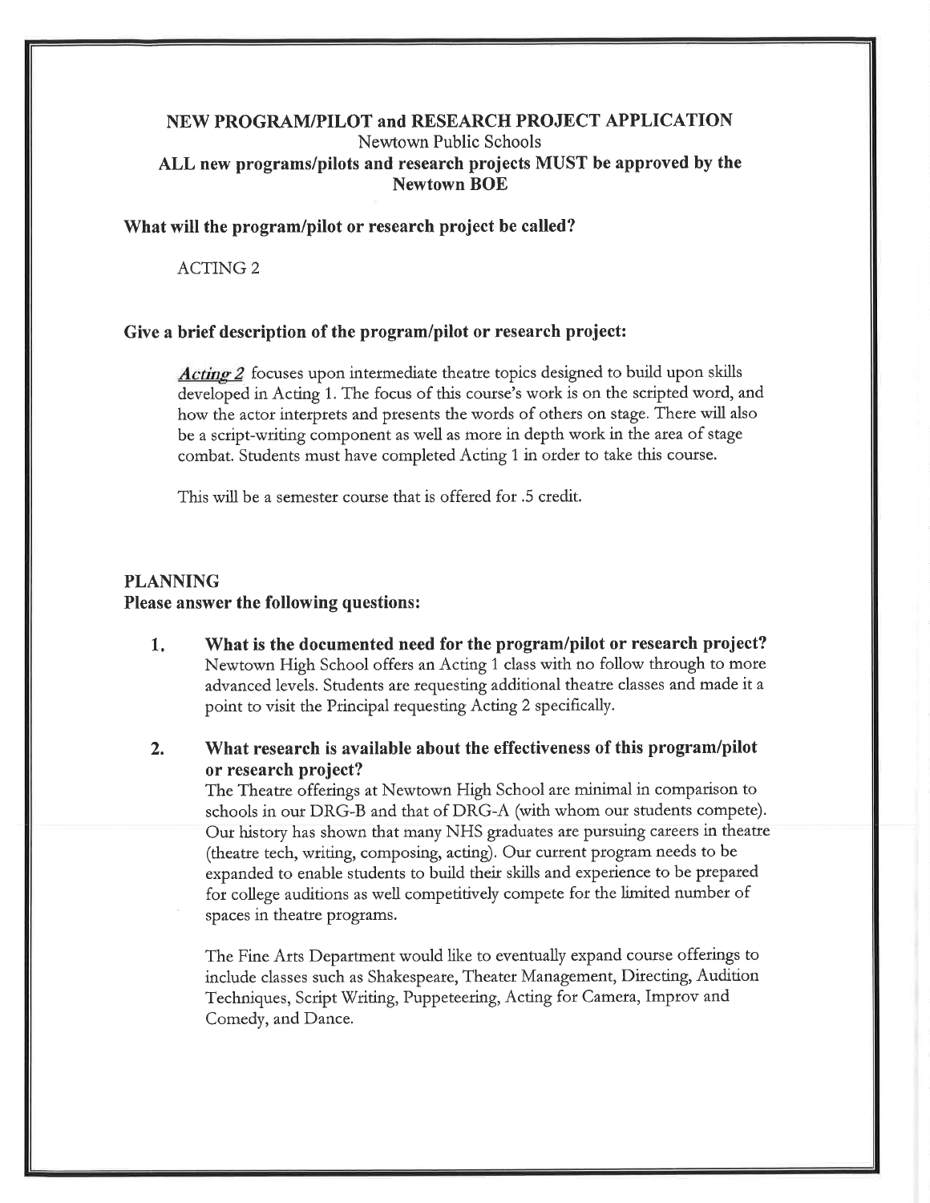# NEW PROGRAM/PILOT and RESEARCH PROJECT APPLICATION

Newtown Public Schools

**ALL new programs/pilots and research projects MUST be approved by the Newtown BOE**

### What will the program/pilot or research project be called?

ACTING 2

### Give a brief description of the program/pilot or research project:

***Acting 2*** focuses upon intermediate theatre topics designed to build upon skills developed in Acting 1. The focus of this course's work is on the scripted word, and how the actor interprets and presents the words of others on stage. There will also be a script-writing component as well as more in depth work in the area of stage combat. Students must have completed Acting 1 in order to take this course.

This will be a semester course that is offered for .5 credit.

## PLANNING

**Please answer the following questions:**

1. **What is the documented need for the program/pilot or research project?**
   Newtown High School offers an Acting 1 class with no follow through to more advanced levels. Students are requesting additional theatre classes and made it a point to visit the Principal requesting Acting 2 specifically.

2. **What research is available about the effectiveness of this program/pilot or research project?**
   The Theatre offerings at Newtown High School are minimal in comparison to schools in our DRG-B and that of DRG-A (with whom our students compete). Our history has shown that many NHS graduates are pursuing careers in theatre (theatre tech, writing, composing, acting). Our current program needs to be expanded to enable students to build their skills and experience to be prepared for college auditions as well competitively compete for the limited number of spaces in theatre programs.

   The Fine Arts Department would like to eventually expand course offerings to include classes such as Shakespeare, Theater Management, Directing, Audition Techniques, Script Writing, Puppeteering, Acting for Camera, Improv and Comedy, and Dance.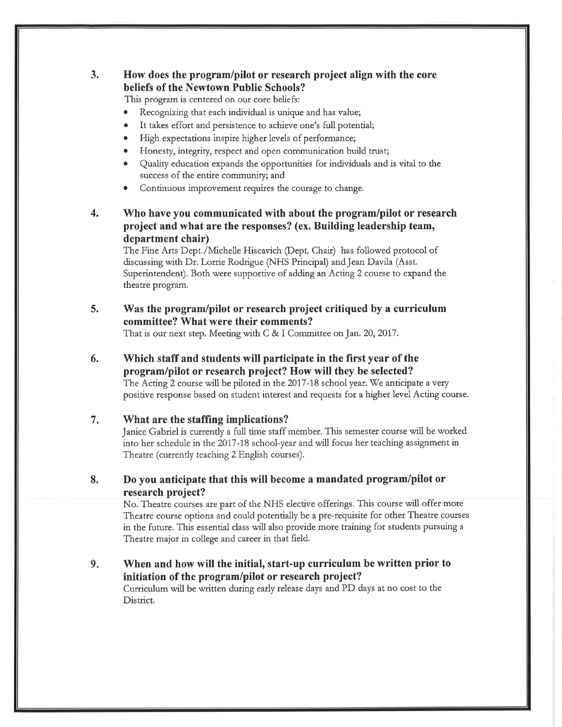3. **How does the program/pilot or research project align with the core beliefs of the Newtown Public Schools?**

   This program is centered on our core beliefs:

   - Recognizing that each individual is unique and has value;
   - It takes effort and persistence to achieve one's full potential;
   - High expectations inspire higher levels of performance;
   - Honesty, integrity, respect and open communication build trust;
   - Quality education expands the opportunities for individuals and is vital to the success of the entire community; and
   - Continuous improvement requires the courage to change.

4. **Who have you communicated with about the program/pilot or research project and what are the responses? (ex. Building leadership team, department chair)**

   The Fine Arts Dept./Michelle Hiscavich (Dept. Chair) has followed protocol of discussing with Dr. Lorrie Rodrigue (NHS Principal) and Jean Davila (Asst. Superintendent). Both were supportive of adding an Acting 2 course to expand the theatre program.

5. **Was the program/pilot or research project critiqued by a curriculum committee? What were their comments?**

   That is our next step. Meeting with C & I Committee on Jan. 20, 2017.

6. **Which staff and students will participate in the first year of the program/pilot or research project? How will they be selected?**

   The Acting 2 course will be piloted in the 2017-18 school year. We anticipate a very positive response based on student interest and requests for a higher level Acting course.

7. **What are the staffing implications?**

   Janice Gabriel is currently a full time staff member. This semester course will be worked into her schedule in the 2017-18 school-year and will focus her teaching assignment in Theatre (currently teaching 2 English courses).

8. **Do you anticipate that this will become a mandated program/pilot or research project?**

   No. Theatre courses are part of the NHS elective offerings. This course will offer more Theatre course options and could potentially be a pre-requisite for other Theatre courses in the future. This essential class will also provide more training for students pursuing a Theatre major in college and career in that field.

9. **When and how will the initial, start-up curriculum be written prior to initiation of the program/pilot or research project?**

   Curriculum will be written during early release days and PD days at no cost to the District.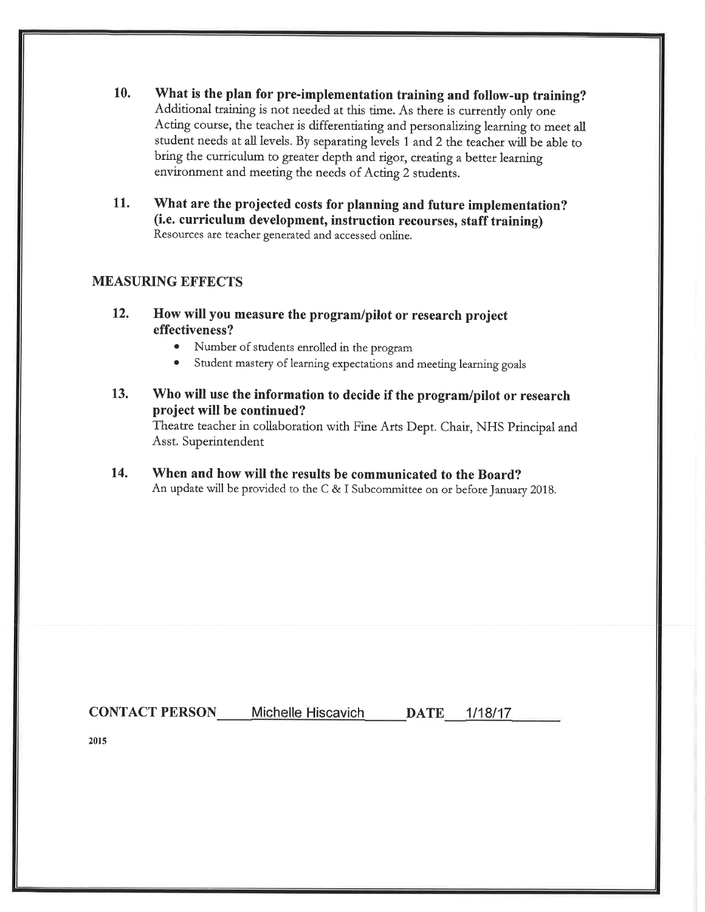**10. What is the plan for pre-implementation training and follow-up training?**

Additional training is not needed at this time. As there is currently only one Acting course, the teacher is differentiating and personalizing learning to meet all student needs at all levels. By separating levels 1 and 2 the teacher will be able to bring the curriculum to greater depth and rigor, creating a better learning environment and meeting the needs of Acting 2 students.

**11. What are the projected costs for planning and future implementation? (i.e. curriculum development, instruction recourses, staff training)**

Resources are teacher generated and accessed online.

## MEASURING EFFECTS

**12. How will you measure the program/pilot or research project effectiveness?**

- Number of students enrolled in the program
- Student mastery of learning expectations and meeting learning goals

**13. Who will use the information to decide if the program/pilot or research project will be continued?**

Theatre teacher in collaboration with Fine Arts Dept. Chair, NHS Principal and Asst. Superintendent

**14. When and how will the results be communicated to the Board?**

An update will be provided to the C & I Subcommittee on or before January 2018.

**CONTACT PERSON** Michelle Hiscavich **DATE** 1/18/17

2015